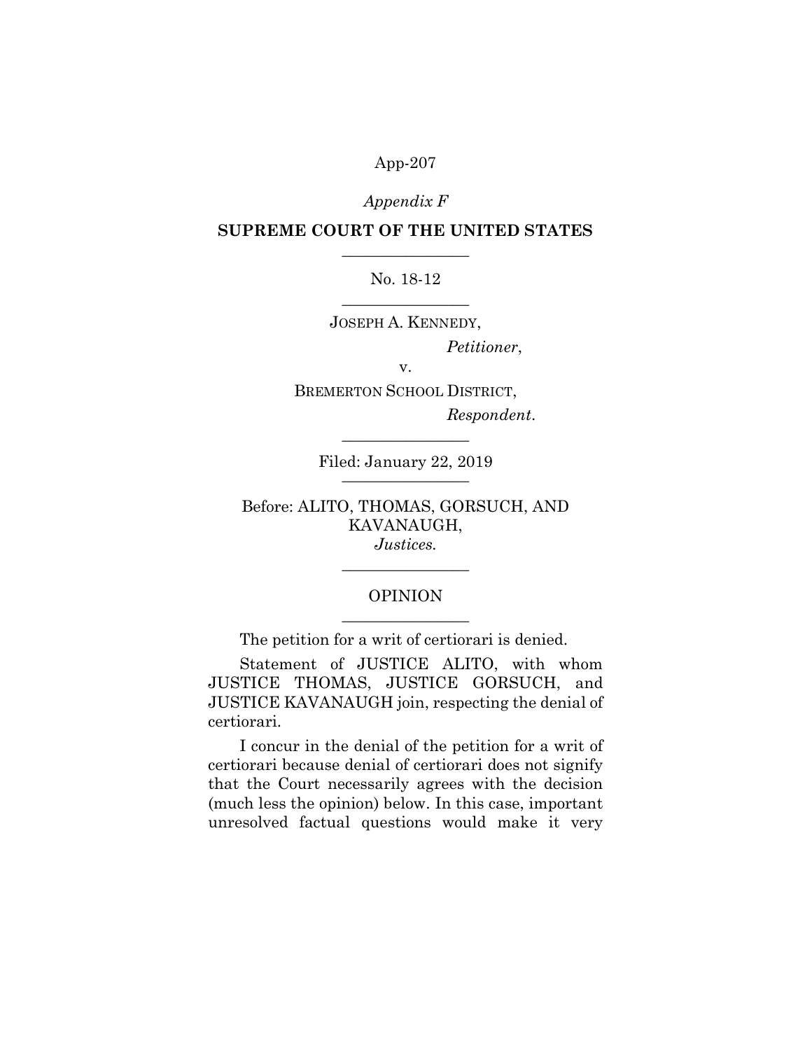*Appendix F*

**SUPREME COURT OF THE UNITED STATES**

No. 18-12

JOSEPH A. KENNEDY,

*Petitioner*,

v.

BREMERTON SCHOOL DISTRICT,

*Respondent*.

Filed: January 22, 2019

Before: ALITO, THOMAS, GORSUCH, AND KAVANAUGH, *Justices.*

OPINION

The petition for a writ of certiorari is denied.

Statement of JUSTICE ALITO, with whom JUSTICE THOMAS, JUSTICE GORSUCH, and JUSTICE KAVANAUGH join, respecting the denial of certiorari.

I concur in the denial of the petition for a writ of certiorari because denial of certiorari does not signify that the Court necessarily agrees with the decision (much less the opinion) below. In this case, important unresolved factual questions would make it very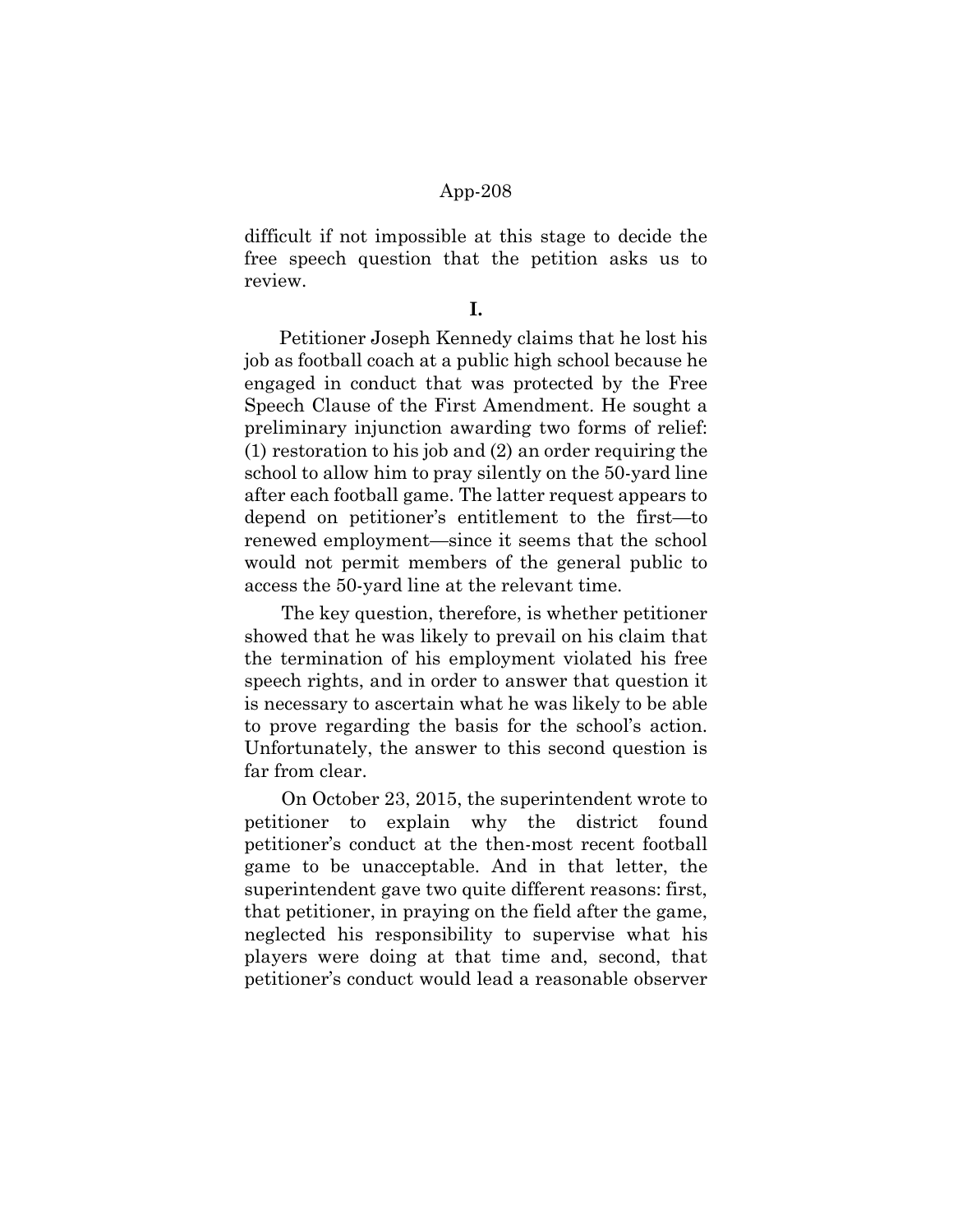difficult if not impossible at this stage to decide the free speech question that the petition asks us to review.

**I.**

Petitioner Joseph Kennedy claims that he lost his job as football coach at a public high school because he engaged in conduct that was protected by the Free Speech Clause of the First Amendment. He sought a preliminary injunction awarding two forms of relief: (1) restoration to his job and (2) an order requiring the school to allow him to pray silently on the 50-yard line after each football game. The latter request appears to depend on petitioner's entitlement to the first—to renewed employment—since it seems that the school would not permit members of the general public to access the 50-yard line at the relevant time.

The key question, therefore, is whether petitioner showed that he was likely to prevail on his claim that the termination of his employment violated his free speech rights, and in order to answer that question it is necessary to ascertain what he was likely to be able to prove regarding the basis for the school's action. Unfortunately, the answer to this second question is far from clear.

On October 23, 2015, the superintendent wrote to petitioner to explain why the district found petitioner's conduct at the then-most recent football game to be unacceptable. And in that letter, the superintendent gave two quite different reasons: first, that petitioner, in praying on the field after the game, neglected his responsibility to supervise what his players were doing at that time and, second, that petitioner's conduct would lead a reasonable observer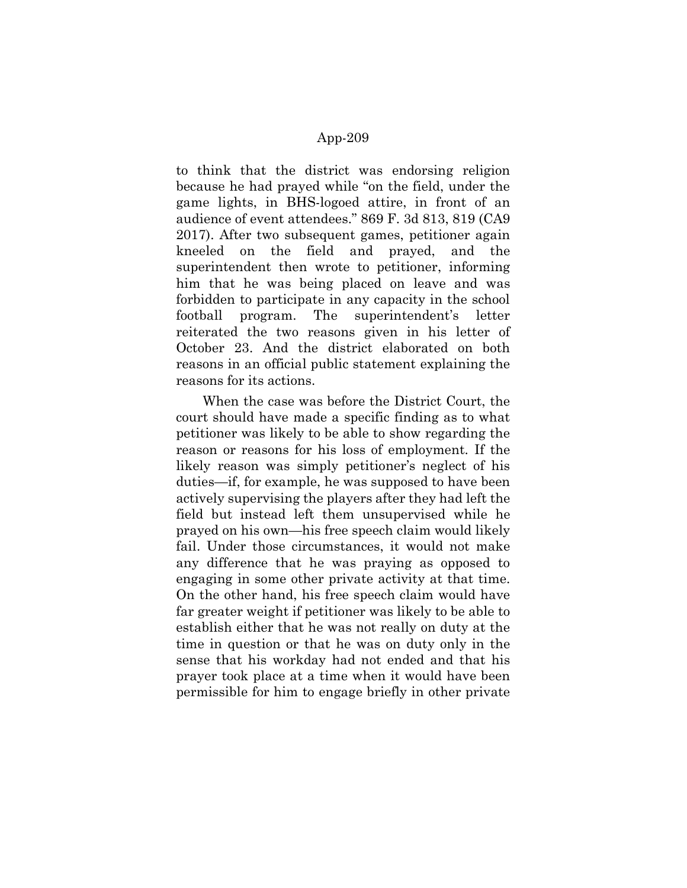to think that the district was endorsing religion because he had prayed while "on the field, under the game lights, in BHS-logoed attire, in front of an audience of event attendees." 869 F. 3d 813, 819 (CA9 2017). After two subsequent games, petitioner again kneeled on the field and prayed, and the superintendent then wrote to petitioner, informing him that he was being placed on leave and was forbidden to participate in any capacity in the school football program. The superintendent's letter reiterated the two reasons given in his letter of October 23. And the district elaborated on both reasons in an official public statement explaining the reasons for its actions.

When the case was before the District Court, the court should have made a specific finding as to what petitioner was likely to be able to show regarding the reason or reasons for his loss of employment. If the likely reason was simply petitioner's neglect of his duties—if, for example, he was supposed to have been actively supervising the players after they had left the field but instead left them unsupervised while he prayed on his own—his free speech claim would likely fail. Under those circumstances, it would not make any difference that he was praying as opposed to engaging in some other private activity at that time. On the other hand, his free speech claim would have far greater weight if petitioner was likely to be able to establish either that he was not really on duty at the time in question or that he was on duty only in the sense that his workday had not ended and that his prayer took place at a time when it would have been permissible for him to engage briefly in other private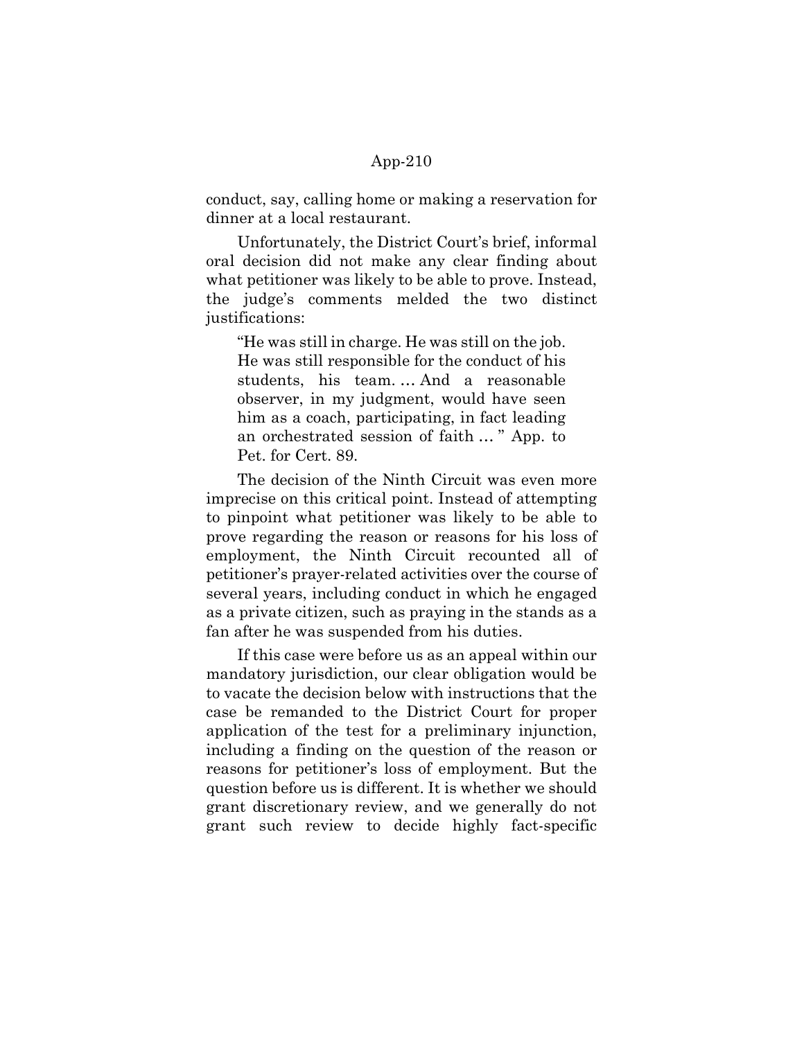conduct, say, calling home or making a reservation for dinner at a local restaurant.

Unfortunately, the District Court's brief, informal oral decision did not make any clear finding about what petitioner was likely to be able to prove. Instead, the judge's comments melded the two distinct justifications:

> "He was still in charge. He was still on the job. He was still responsible for the conduct of his students, his team. … And a reasonable observer, in my judgment, would have seen him as a coach, participating, in fact leading an orchestrated session of faith … " App. to Pet. for Cert. 89.

The decision of the Ninth Circuit was even more imprecise on this critical point. Instead of attempting to pinpoint what petitioner was likely to be able to prove regarding the reason or reasons for his loss of employment, the Ninth Circuit recounted all of petitioner's prayer-related activities over the course of several years, including conduct in which he engaged as a private citizen, such as praying in the stands as a fan after he was suspended from his duties.

If this case were before us as an appeal within our mandatory jurisdiction, our clear obligation would be to vacate the decision below with instructions that the case be remanded to the District Court for proper application of the test for a preliminary injunction, including a finding on the question of the reason or reasons for petitioner's loss of employment. But the question before us is different. It is whether we should grant discretionary review, and we generally do not grant such review to decide highly fact-specific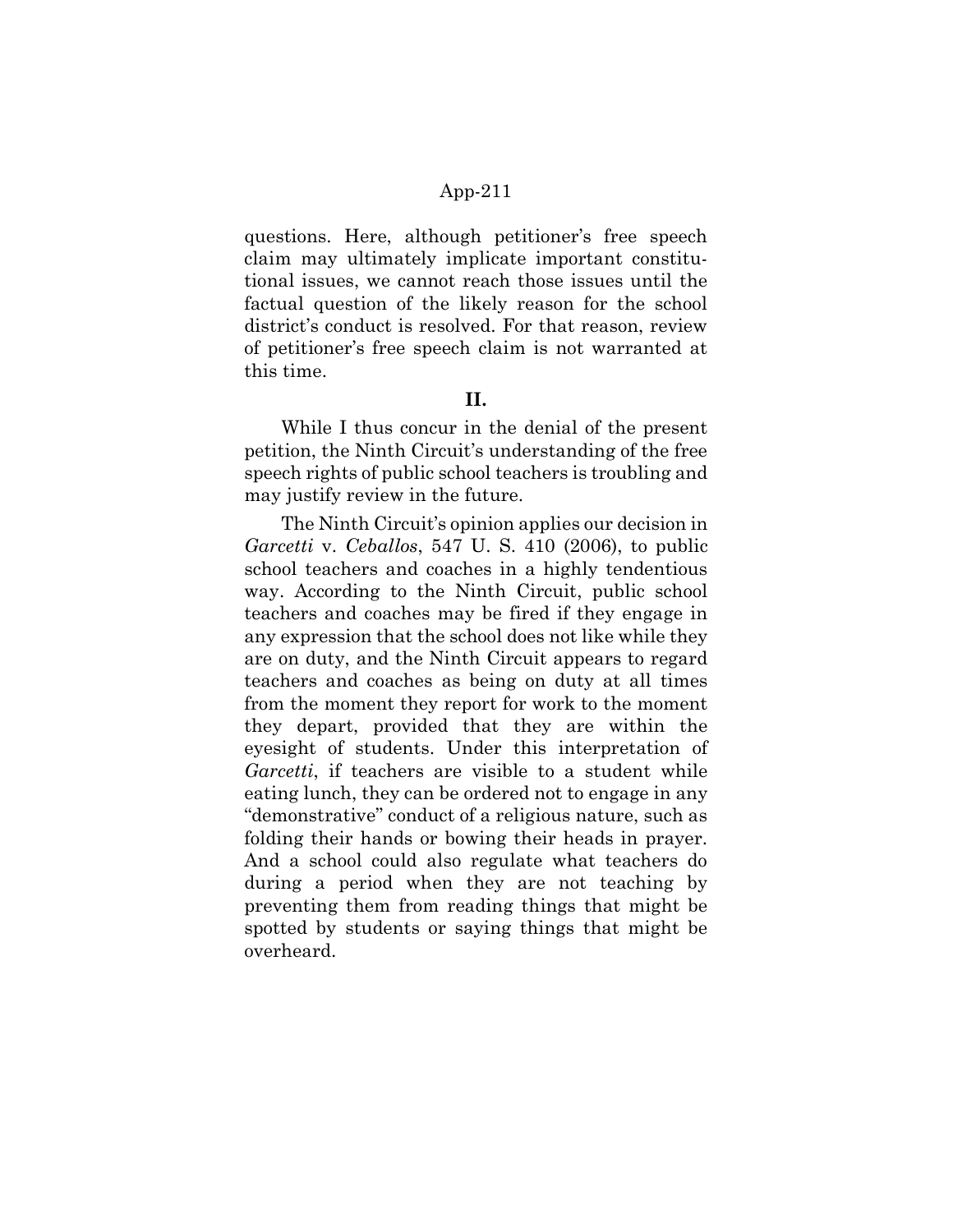questions. Here, although petitioner's free speech claim may ultimately implicate important constitutional issues, we cannot reach those issues until the factual question of the likely reason for the school district's conduct is resolved. For that reason, review of petitioner's free speech claim is not warranted at this time.

## II.

While I thus concur in the denial of the present petition, the Ninth Circuit's understanding of the free speech rights of public school teachers is troubling and may justify review in the future.

The Ninth Circuit's opinion applies our decision in *Garcetti* v. *Ceballos*, 547 U. S. 410 (2006), to public school teachers and coaches in a highly tendentious way. According to the Ninth Circuit, public school teachers and coaches may be fired if they engage in any expression that the school does not like while they are on duty, and the Ninth Circuit appears to regard teachers and coaches as being on duty at all times from the moment they report for work to the moment they depart, provided that they are within the eyesight of students. Under this interpretation of *Garcetti*, if teachers are visible to a student while eating lunch, they can be ordered not to engage in any "demonstrative" conduct of a religious nature, such as folding their hands or bowing their heads in prayer. And a school could also regulate what teachers do during a period when they are not teaching by preventing them from reading things that might be spotted by students or saying things that might be overheard.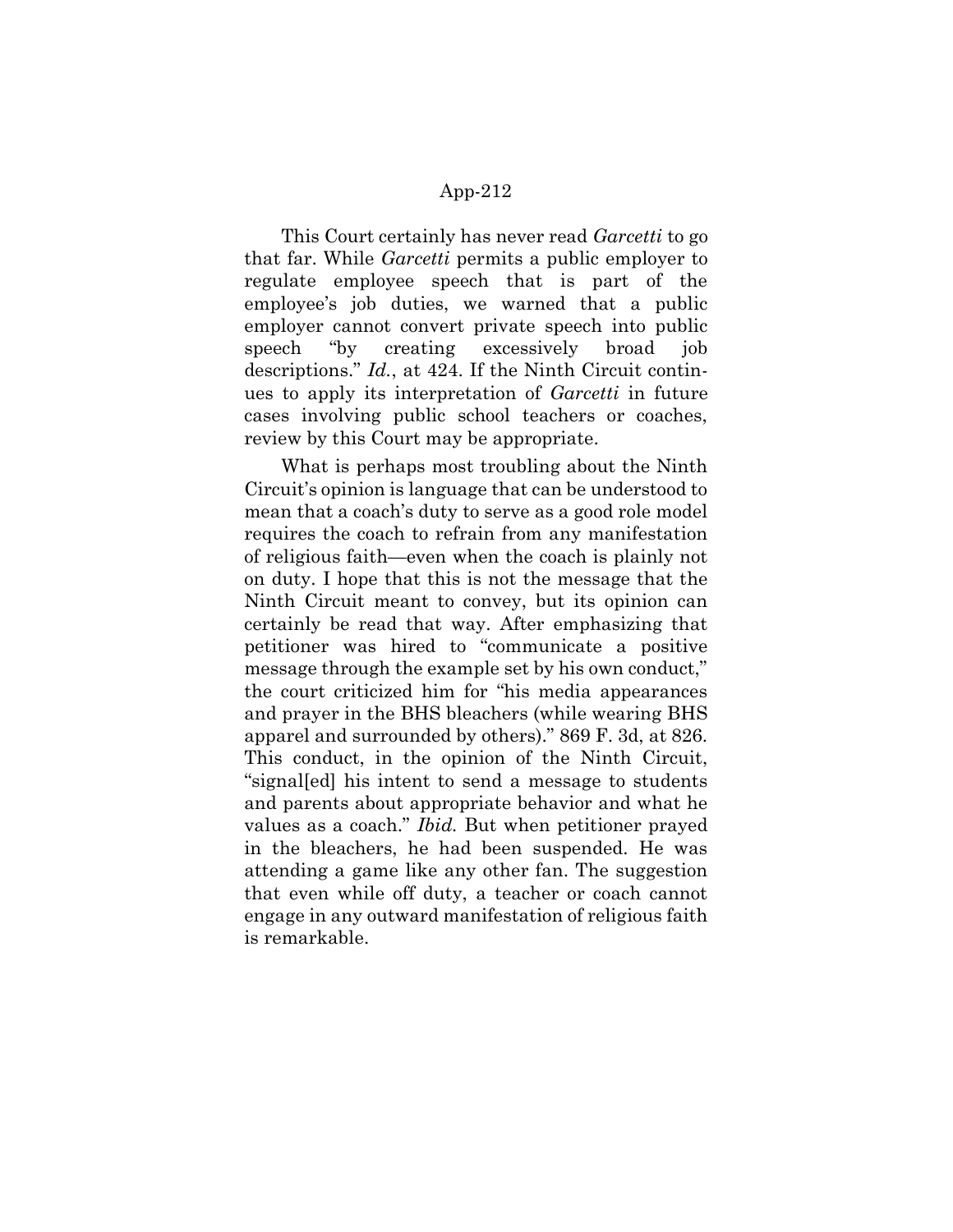This Court certainly has never read *Garcetti* to go that far. While *Garcetti* permits a public employer to regulate employee speech that is part of the employee's job duties, we warned that a public employer cannot convert private speech into public speech "by creating excessively broad job descriptions." *Id.*, at 424. If the Ninth Circuit continues to apply its interpretation of *Garcetti* in future cases involving public school teachers or coaches, review by this Court may be appropriate.

What is perhaps most troubling about the Ninth Circuit's opinion is language that can be understood to mean that a coach's duty to serve as a good role model requires the coach to refrain from any manifestation of religious faith—even when the coach is plainly not on duty. I hope that this is not the message that the Ninth Circuit meant to convey, but its opinion can certainly be read that way. After emphasizing that petitioner was hired to "communicate a positive message through the example set by his own conduct," the court criticized him for "his media appearances and prayer in the BHS bleachers (while wearing BHS apparel and surrounded by others)." 869 F. 3d, at 826. This conduct, in the opinion of the Ninth Circuit, "signal[ed] his intent to send a message to students and parents about appropriate behavior and what he values as a coach." *Ibid.* But when petitioner prayed in the bleachers, he had been suspended. He was attending a game like any other fan. The suggestion that even while off duty, a teacher or coach cannot engage in any outward manifestation of religious faith is remarkable.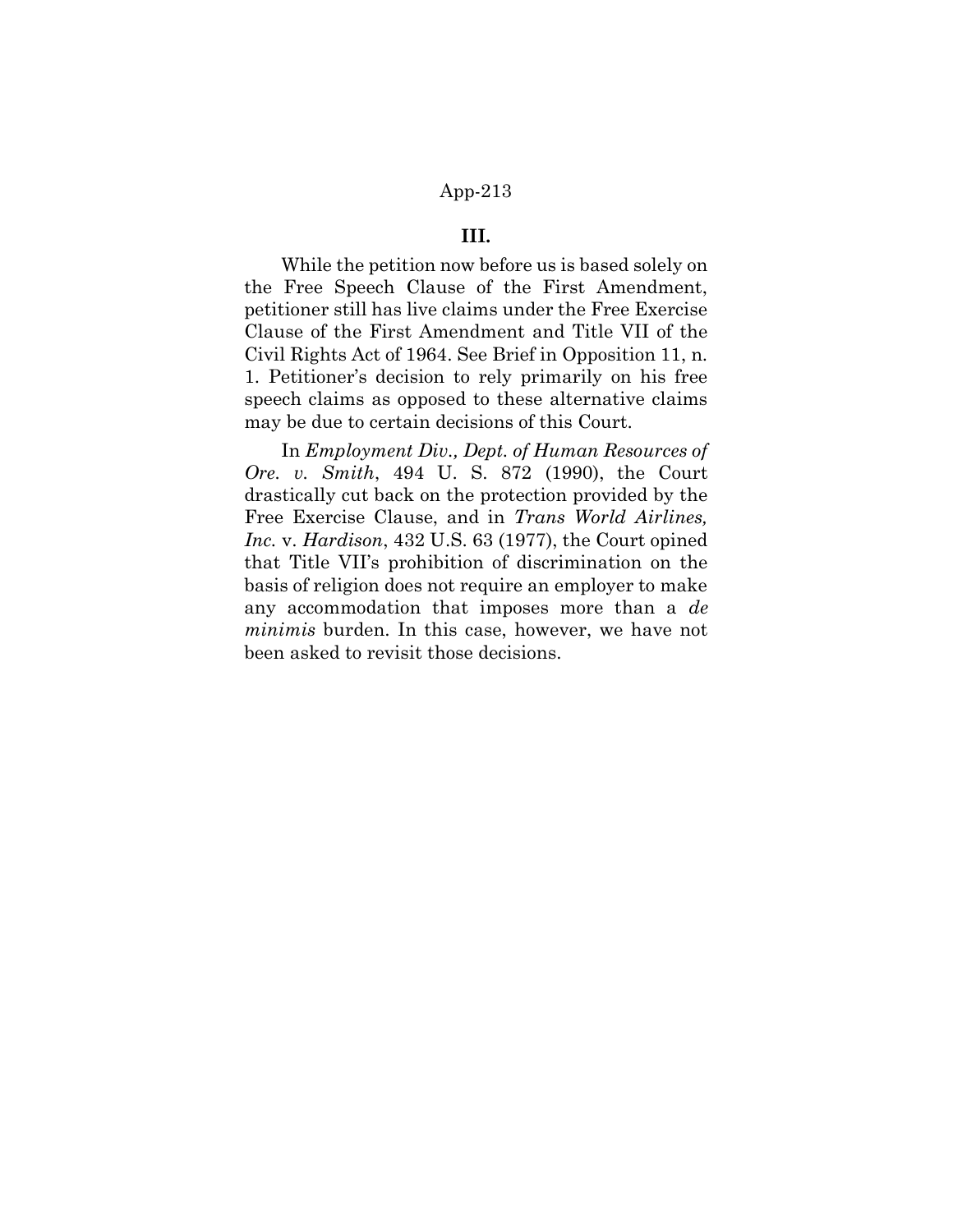### III.

While the petition now before us is based solely on the Free Speech Clause of the First Amendment, petitioner still has live claims under the Free Exercise Clause of the First Amendment and Title VII of the Civil Rights Act of 1964. See Brief in Opposition 11, n. 1. Petitioner's decision to rely primarily on his free speech claims as opposed to these alternative claims may be due to certain decisions of this Court.

In *Employment Div., Dept. of Human Resources of Ore. v. Smith*, 494 U. S. 872 (1990), the Court drastically cut back on the protection provided by the Free Exercise Clause, and in *Trans World Airlines, Inc.* v. *Hardison*, 432 U.S. 63 (1977), the Court opined that Title VII's prohibition of discrimination on the basis of religion does not require an employer to make any accommodation that imposes more than a *de minimis* burden. In this case, however, we have not been asked to revisit those decisions.